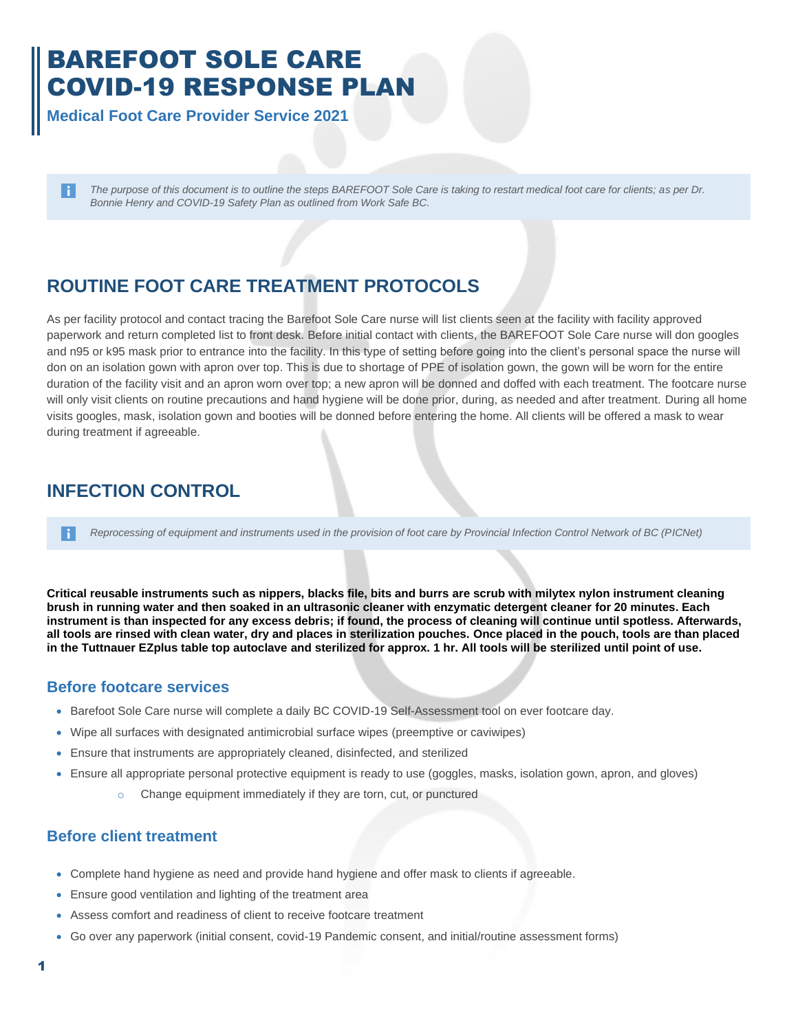# BAREFOOT SOLE CARE COVID-19 RESPONSE PLAN

**Medical Foot Care Provider Service 2021**

*The purpose of this document is to outline the steps BAREFOOT Sole Care is taking to restart medical foot care for clients; as per Dr. Bonnie Henry and COVID-19 Safety Plan as outlined from Work Safe BC.*

## ROUTINE FOOT CARE TREATMENT PROTOCOLS

As per facility protocol and contact tracing the Barefoot Sole Care nurse will list clients seen at the facility with facility approved paperwork and return completed list to front desk. Before initial contact with clients, the BAREFOOT Sole Care nurse will don googles and n95 or k95 mask prior to entrance into the facility. In this type of setting before going into the client's personal space the nurse will don on an isolation gown with apron over top. This is due to shortage of PPE of isolation gown, the gown will be worn for the entire duration of the facility visit and an apron worn over top; a new apron will be donned and doffed with each treatment. The footcare nurse will only visit clients on routine precautions and hand hygiene will be done prior, during, as needed and after treatment. During all home visits googles, mask, isolation gown and booties will be donned before entering the home. All clients will be offered a mask to wear during treatment if agreeable.

## INFECTION CONTROL

*Reprocessing of equipment and instruments used in the provision of foot care by Provincial Infection Control Network of BC (PICNet)*

**Critical reusable instruments such as nippers, blacks file, bits and burrs are scrub with milytex nylon instrument cleaning brush in running water and then soaked in an ultrasonic cleaner with enzymatic detergent cleaner for 20 minutes. Each instrument is than inspected for any excess debris; if found, the process of cleaning will continue until spotless. Afterwards, all tools are rinsed with clean water, dry and places in sterilization pouches. Once placed in the pouch, tools are than placed in the Tuttnauer EZplus table top autoclave and sterilized for approx. 1 hr. All tools will be sterilized until point of use.**

### Before footcare services

- Barefoot Sole Care nurse will complete a daily BC COVID-19 Self-Assessment tool on ever footcare day.
- Wipe all surfaces with designated antimicrobial surface wipes (preemptive or caviwipes)
- Ensure that instruments are appropriately cleaned, disinfected, and sterilized
- Ensure all appropriate personal protective equipment is ready to use (goggles, masks, isolation gown, apron, and gloves)
  - Change equipment immediately if they are torn, cut, or punctured

### Before client treatment

- Complete hand hygiene as need and provide hand hygiene and offer mask to clients if agreeable.
- Ensure good ventilation and lighting of the treatment area
- Assess comfort and readiness of client to receive footcare treatment
- Go over any paperwork (initial consent, covid-19 Pandemic consent, and initial/routine assessment forms)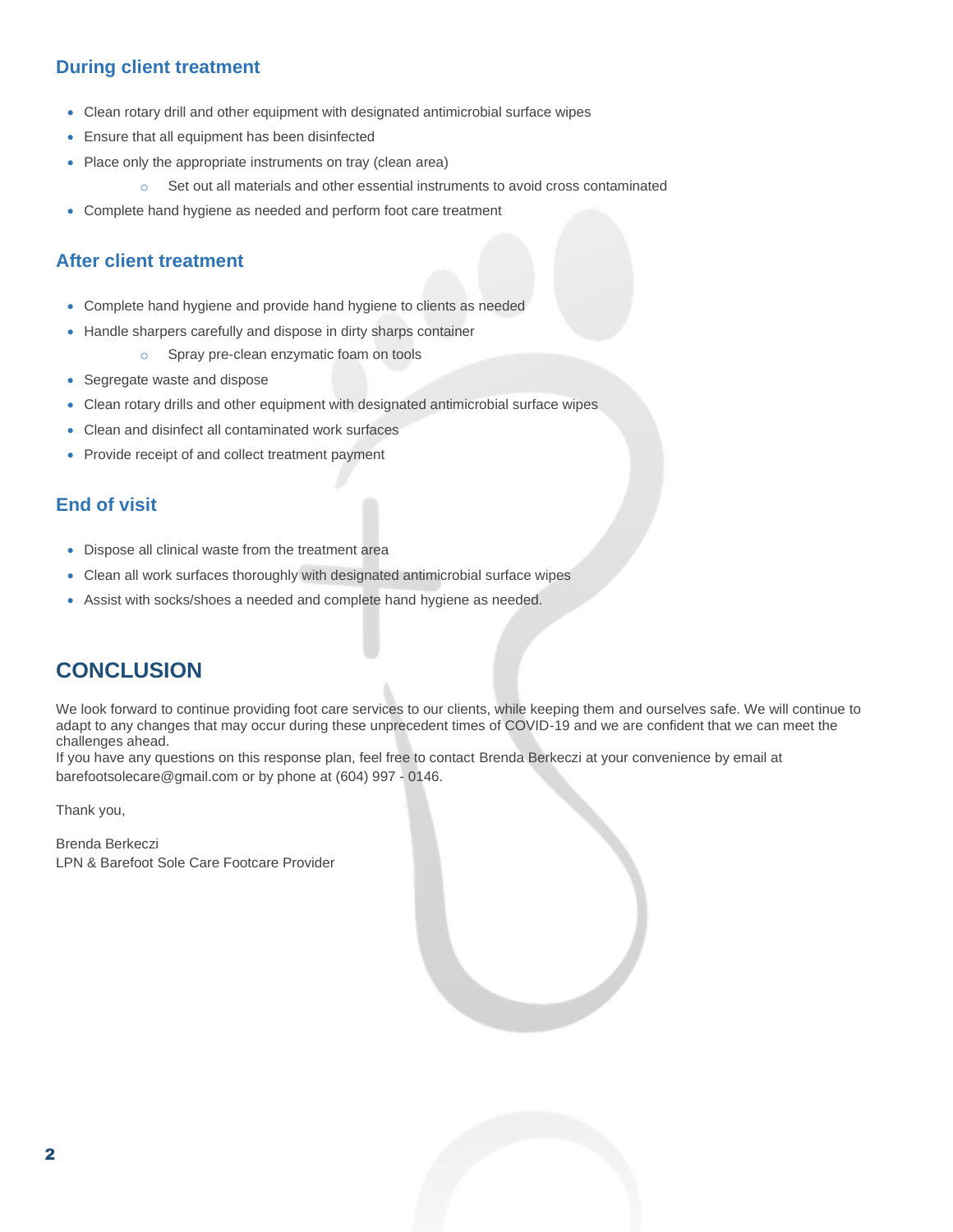## During client treatment

- Clean rotary drill and other equipment with designated antimicrobial surface wipes
- Ensure that all equipment has been disinfected
- Place only the appropriate instruments on tray (clean area)
  - Set out all materials and other essential instruments to avoid cross contaminated
- Complete hand hygiene as needed and perform foot care treatment

## After client treatment

- Complete hand hygiene and provide hand hygiene to clients as needed
- Handle sharpers carefully and dispose in dirty sharps container
  - Spray pre-clean enzymatic foam on tools
- Segregate waste and dispose
- Clean rotary drills and other equipment with designated antimicrobial surface wipes
- Clean and disinfect all contaminated work surfaces
- Provide receipt of and collect treatment payment

## End of visit

- Dispose all clinical waste from the treatment area
- Clean all work surfaces thoroughly with designated antimicrobial surface wipes
- Assist with socks/shoes a needed and complete hand hygiene as needed.

# CONCLUSION

We look forward to continue providing foot care services to our clients, while keeping them and ourselves safe. We will continue to adapt to any changes that may occur during these unprecedent times of COVID-19 and we are confident that we can meet the challenges ahead.
If you have any questions on this response plan, feel free to contact Brenda Berkeczi at your convenience by email at barefootsolecare@gmail.com or by phone at (604) 997 - 0146.

Thank you,

Brenda Berkeczi
LPN & Barefoot Sole Care Footcare Provider